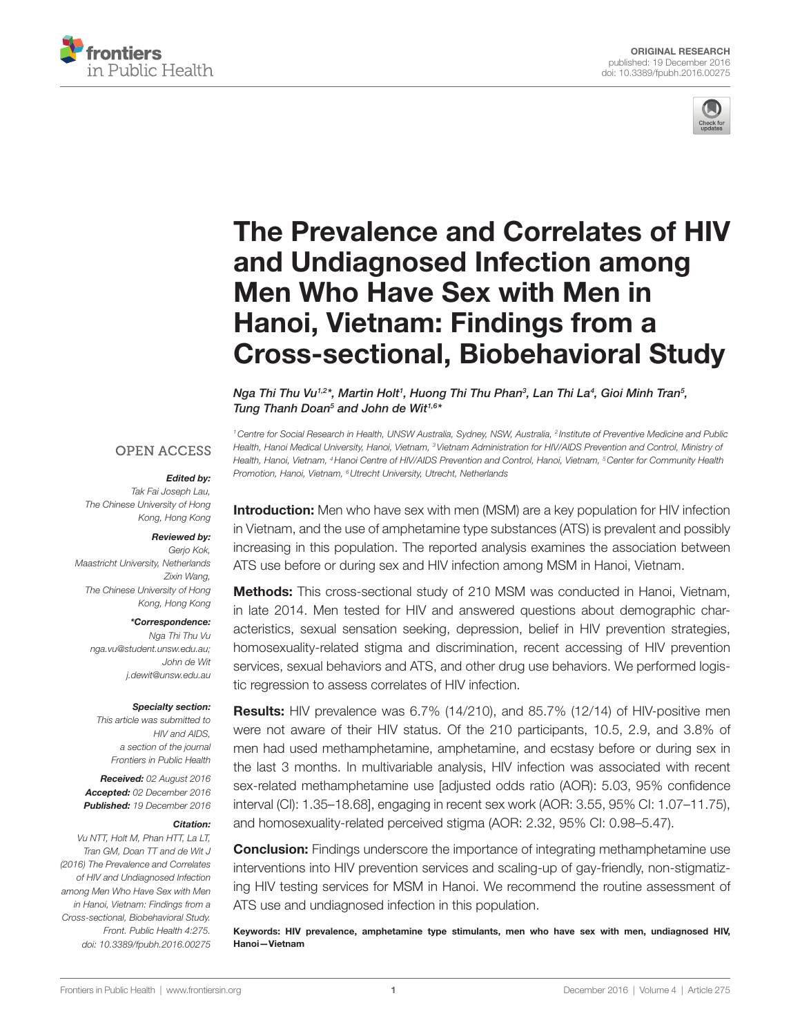ORIGINAL RESEARCH
published: 19 December 2016
doi: 10.3389/fpubh.2016.00275

# The Prevalence and Correlates of HIV and Undiagnosed Infection among Men Who Have Sex with Men in Hanoi, Vietnam: Findings from a Cross-sectional, Biobehavioral Study

*Nga Thi Thu Vu[1,2]\*, Martin Holt[1], Huong Thi Thu Phan[3], Lan Thi La[4], Gioi Minh Tran[5], Tung Thanh Doan[5] and John de Wit[1,6]\**

[1] Centre for Social Research in Health, UNSW Australia, Sydney, NSW, Australia, [2] Institute of Preventive Medicine and Public Health, Hanoi Medical University, Hanoi, Vietnam, [3] Vietnam Administration for HIV/AIDS Prevention and Control, Ministry of Health, Hanoi, Vietnam, [4] Hanoi Centre of HIV/AIDS Prevention and Control, Hanoi, Vietnam, [5] Center for Community Health Promotion, Hanoi, Vietnam, [6] Utrecht University, Utrecht, Netherlands

**Introduction:** Men who have sex with men (MSM) are a key population for HIV infection in Vietnam, and the use of amphetamine type substances (ATS) is prevalent and possibly increasing in this population. The reported analysis examines the association between ATS use before or during sex and HIV infection among MSM in Hanoi, Vietnam.

**Methods:** This cross-sectional study of 210 MSM was conducted in Hanoi, Vietnam, in late 2014. Men tested for HIV and answered questions about demographic characteristics, sexual sensation seeking, depression, belief in HIV prevention strategies, homosexuality-related stigma and discrimination, recent accessing of HIV prevention services, sexual behaviors and ATS, and other drug use behaviors. We performed logistic regression to assess correlates of HIV infection.

**Results:** HIV prevalence was 6.7% (14/210), and 85.7% (12/14) of HIV-positive men were not aware of their HIV status. Of the 210 participants, 10.5, 2.9, and 3.8% of men had used methamphetamine, amphetamine, and ecstasy before or during sex in the last 3 months. In multivariable analysis, HIV infection was associated with recent sex-related methamphetamine use [adjusted odds ratio (AOR): 5.03, 95% confidence interval (CI): 1.35–18.68], engaging in recent sex work (AOR: 3.55, 95% CI: 1.07–11.75), and homosexuality-related perceived stigma (AOR: 2.32, 95% CI: 0.98–5.47).

**Conclusion:** Findings underscore the importance of integrating methamphetamine use interventions into HIV prevention services and scaling-up of gay-friendly, non-stigmatizing HIV testing services for MSM in Hanoi. We recommend the routine assessment of ATS use and undiagnosed infection in this population.

**Keywords: HIV prevalence, amphetamine type stimulants, men who have sex with men, undiagnosed HIV, Hanoi—Vietnam**

OPEN ACCESS

***Edited by:***
*Tak Fai Joseph Lau, The Chinese University of Hong Kong, Hong Kong*

***Reviewed by:***
*Gerjo Kok, Maastricht University, Netherlands*
*Zixin Wang, The Chinese University of Hong Kong, Hong Kong*

***\*Correspondence:***
*Nga Thi Thu Vu*
*nga.vu@student.unsw.edu.au;*
*John de Wit*
*j.dewit@unsw.edu.au*

***Specialty section:***
*This article was submitted to HIV and AIDS, a section of the journal Frontiers in Public Health*

***Received:*** *02 August 2016*
***Accepted:*** *02 December 2016*
***Published:*** *19 December 2016*

***Citation:***
*Vu NTT, Holt M, Phan HTT, La LT, Tran GM, Doan TT and de Wit J (2016) The Prevalence and Correlates of HIV and Undiagnosed Infection among Men Who Have Sex with Men in Hanoi, Vietnam: Findings from a Cross-sectional, Biobehavioral Study. Front. Public Health 4:275. doi: 10.3389/fpubh.2016.00275*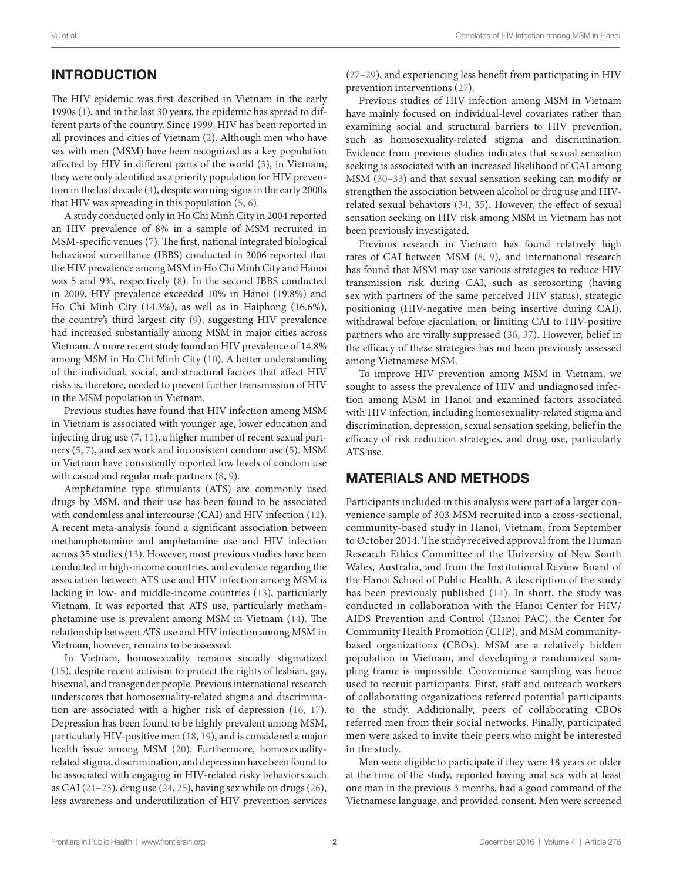## INTRODUCTION

The HIV epidemic was first described in Vietnam in the early 1990s (1), and in the last 30 years, the epidemic has spread to different parts of the country. Since 1999, HIV has been reported in all provinces and cities of Vietnam (2). Although men who have sex with men (MSM) have been recognized as a key population affected by HIV in different parts of the world (3), in Vietnam, they were only identified as a priority population for HIV prevention in the last decade (4), despite warning signs in the early 2000s that HIV was spreading in this population (5, 6).

A study conducted only in Ho Chi Minh City in 2004 reported an HIV prevalence of 8% in a sample of MSM recruited in MSM-specific venues (7). The first, national integrated biological behavioral surveillance (IBBS) conducted in 2006 reported that the HIV prevalence among MSM in Ho Chi Minh City and Hanoi was 5 and 9%, respectively (8). In the second IBBS conducted in 2009, HIV prevalence exceeded 10% in Hanoi (19.8%) and Ho Chi Minh City (14.3%), as well as in Haiphong (16.6%), the country's third largest city (9), suggesting HIV prevalence had increased substantially among MSM in major cities across Vietnam. A more recent study found an HIV prevalence of 14.8% among MSM in Ho Chi Minh City (10). A better understanding of the individual, social, and structural factors that affect HIV risks is, therefore, needed to prevent further transmission of HIV in the MSM population in Vietnam.

Previous studies have found that HIV infection among MSM in Vietnam is associated with younger age, lower education and injecting drug use (7, 11), a higher number of recent sexual partners (5, 7), and sex work and inconsistent condom use (5). MSM in Vietnam have consistently reported low levels of condom use with casual and regular male partners (8, 9).

Amphetamine type stimulants (ATS) are commonly used drugs by MSM, and their use has been found to be associated with condomless anal intercourse (CAI) and HIV infection (12). A recent meta-analysis found a significant association between methamphetamine and amphetamine use and HIV infection across 35 studies (13). However, most previous studies have been conducted in high-income countries, and evidence regarding the association between ATS use and HIV infection among MSM is lacking in low- and middle-income countries (13), particularly Vietnam. It was reported that ATS use, particularly methamphetamine use is prevalent among MSM in Vietnam (14). The relationship between ATS use and HIV infection among MSM in Vietnam, however, remains to be assessed.

In Vietnam, homosexuality remains socially stigmatized (15), despite recent activism to protect the rights of lesbian, gay, bisexual, and transgender people. Previous international research underscores that homosexuality-related stigma and discrimination are associated with a higher risk of depression (16, 17). Depression has been found to be highly prevalent among MSM, particularly HIV-positive men (18, 19), and is considered a major health issue among MSM (20). Furthermore, homosexuality-related stigma, discrimination, and depression have been found to be associated with engaging in HIV-related risky behaviors such as CAI (21–23), drug use (24, 25), having sex while on drugs (26), less awareness and underutilization of HIV prevention services (27–29), and experiencing less benefit from participating in HIV prevention interventions (27).

Previous studies of HIV infection among MSM in Vietnam have mainly focused on individual-level covariates rather than examining social and structural barriers to HIV prevention, such as homosexuality-related stigma and discrimination. Evidence from previous studies indicates that sexual sensation seeking is associated with an increased likelihood of CAI among MSM (30–33) and that sexual sensation seeking can modify or strengthen the association between alcohol or drug use and HIV-related sexual behaviors (34, 35). However, the effect of sexual sensation seeking on HIV risk among MSM in Vietnam has not been previously investigated.

Previous research in Vietnam has found relatively high rates of CAI between MSM (8, 9), and international research has found that MSM may use various strategies to reduce HIV transmission risk during CAI, such as serosorting (having sex with partners of the same perceived HIV status), strategic positioning (HIV-negative men being insertive during CAI), withdrawal before ejaculation, or limiting CAI to HIV-positive partners who are virally suppressed (36, 37). However, belief in the efficacy of these strategies has not been previously assessed among Vietnamese MSM.

To improve HIV prevention among MSM in Vietnam, we sought to assess the prevalence of HIV and undiagnosed infection among MSM in Hanoi and examined factors associated with HIV infection, including homosexuality-related stigma and discrimination, depression, sexual sensation seeking, belief in the efficacy of risk reduction strategies, and drug use, particularly ATS use.

## MATERIALS AND METHODS

Participants included in this analysis were part of a larger convenience sample of 303 MSM recruited into a cross-sectional, community-based study in Hanoi, Vietnam, from September to October 2014. The study received approval from the Human Research Ethics Committee of the University of New South Wales, Australia, and from the Institutional Review Board of the Hanoi School of Public Health. A description of the study has been previously published (14). In short, the study was conducted in collaboration with the Hanoi Center for HIV/AIDS Prevention and Control (Hanoi PAC), the Center for Community Health Promotion (CHP), and MSM community-based organizations (CBOs). MSM are a relatively hidden population in Vietnam, and developing a randomized sampling frame is impossible. Convenience sampling was hence used to recruit participants. First, staff and outreach workers of collaborating organizations referred potential participants to the study. Additionally, peers of collaborating CBOs referred men from their social networks. Finally, participated men were asked to invite their peers who might be interested in the study.

Men were eligible to participate if they were 18 years or older at the time of the study, reported having anal sex with at least one man in the previous 3 months, had a good command of the Vietnamese language, and provided consent. Men were screened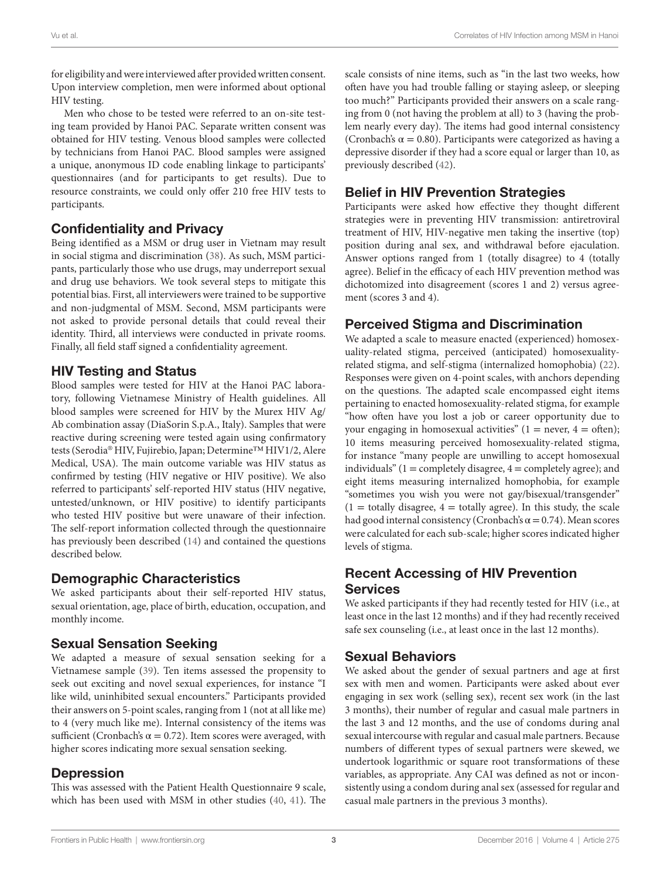for eligibility and were interviewed after provided written consent. Upon interview completion, men were informed about optional HIV testing.

Men who chose to be tested were referred to an on-site testing team provided by Hanoi PAC. Separate written consent was obtained for HIV testing. Venous blood samples were collected by technicians from Hanoi PAC. Blood samples were assigned a unique, anonymous ID code enabling linkage to participants' questionnaires (and for participants to get results). Due to resource constraints, we could only offer 210 free HIV tests to participants.

## Confidentiality and Privacy

Being identified as a MSM or drug user in Vietnam may result in social stigma and discrimination (38). As such, MSM participants, particularly those who use drugs, may underreport sexual and drug use behaviors. We took several steps to mitigate this potential bias. First, all interviewers were trained to be supportive and non-judgmental of MSM. Second, MSM participants were not asked to provide personal details that could reveal their identity. Third, all interviews were conducted in private rooms. Finally, all field staff signed a confidentiality agreement.

## HIV Testing and Status

Blood samples were tested for HIV at the Hanoi PAC laboratory, following Vietnamese Ministry of Health guidelines. All blood samples were screened for HIV by the Murex HIV Ag/Ab combination assay (DiaSorin S.p.A., Italy). Samples that were reactive during screening were tested again using confirmatory tests (Serodia® HIV, Fujirebio, Japan; Determine™ HIV1/2, Alere Medical, USA). The main outcome variable was HIV status as confirmed by testing (HIV negative or HIV positive). We also referred to participants' self-reported HIV status (HIV negative, untested/unknown, or HIV positive) to identify participants who tested HIV positive but were unaware of their infection. The self-report information collected through the questionnaire has previously been described (14) and contained the questions described below.

## Demographic Characteristics

We asked participants about their self-reported HIV status, sexual orientation, age, place of birth, education, occupation, and monthly income.

## Sexual Sensation Seeking

We adapted a measure of sexual sensation seeking for a Vietnamese sample (39). Ten items assessed the propensity to seek out exciting and novel sexual experiences, for instance "I like wild, uninhibited sexual encounters." Participants provided their answers on 5-point scales, ranging from 1 (not at all like me) to 4 (very much like me). Internal consistency of the items was sufficient (Cronbach's $\alpha = 0.72$). Item scores were averaged, with higher scores indicating more sexual sensation seeking.

## Depression

This was assessed with the Patient Health Questionnaire 9 scale, which has been used with MSM in other studies (40, 41). The scale consists of nine items, such as "in the last two weeks, how often have you had trouble falling or staying asleep, or sleeping too much?" Participants provided their answers on a scale ranging from 0 (not having the problem at all) to 3 (having the problem nearly every day). The items had good internal consistency (Cronbach's $\alpha = 0.80$). Participants were categorized as having a depressive disorder if they had a score equal or larger than 10, as previously described (42).

## Belief in HIV Prevention Strategies

Participants were asked how effective they thought different strategies were in preventing HIV transmission: antiretroviral treatment of HIV, HIV-negative men taking the insertive (top) position during anal sex, and withdrawal before ejaculation. Answer options ranged from 1 (totally disagree) to 4 (totally agree). Belief in the efficacy of each HIV prevention method was dichotomized into disagreement (scores 1 and 2) versus agreement (scores 3 and 4).

## Perceived Stigma and Discrimination

We adapted a scale to measure enacted (experienced) homosexuality-related stigma, perceived (anticipated) homosexuality-related stigma, and self-stigma (internalized homophobia) (22). Responses were given on 4-point scales, with anchors depending on the questions. The adapted scale encompassed eight items pertaining to enacted homosexuality-related stigma, for example "how often have you lost a job or career opportunity due to your engaging in homosexual activities" (1 = never, 4 = often); 10 items measuring perceived homosexuality-related stigma, for instance "many people are unwilling to accept homosexual individuals" (1 = completely disagree, 4 = completely agree); and eight items measuring internalized homophobia, for example "sometimes you wish you were not gay/bisexual/transgender" (1 = totally disagree, 4 = totally agree). In this study, the scale had good internal consistency (Cronbach's $\alpha = 0.74$). Mean scores were calculated for each sub-scale; higher scores indicated higher levels of stigma.

## Recent Accessing of HIV Prevention Services

We asked participants if they had recently tested for HIV (i.e., at least once in the last 12 months) and if they had recently received safe sex counseling (i.e., at least once in the last 12 months).

## Sexual Behaviors

We asked about the gender of sexual partners and age at first sex with men and women. Participants were asked about ever engaging in sex work (selling sex), recent sex work (in the last 3 months), their number of regular and casual male partners in the last 3 and 12 months, and the use of condoms during anal sexual intercourse with regular and casual male partners. Because numbers of different types of sexual partners were skewed, we undertook logarithmic or square root transformations of these variables, as appropriate. Any CAI was defined as not or inconsistently using a condom during anal sex (assessed for regular and casual male partners in the previous 3 months).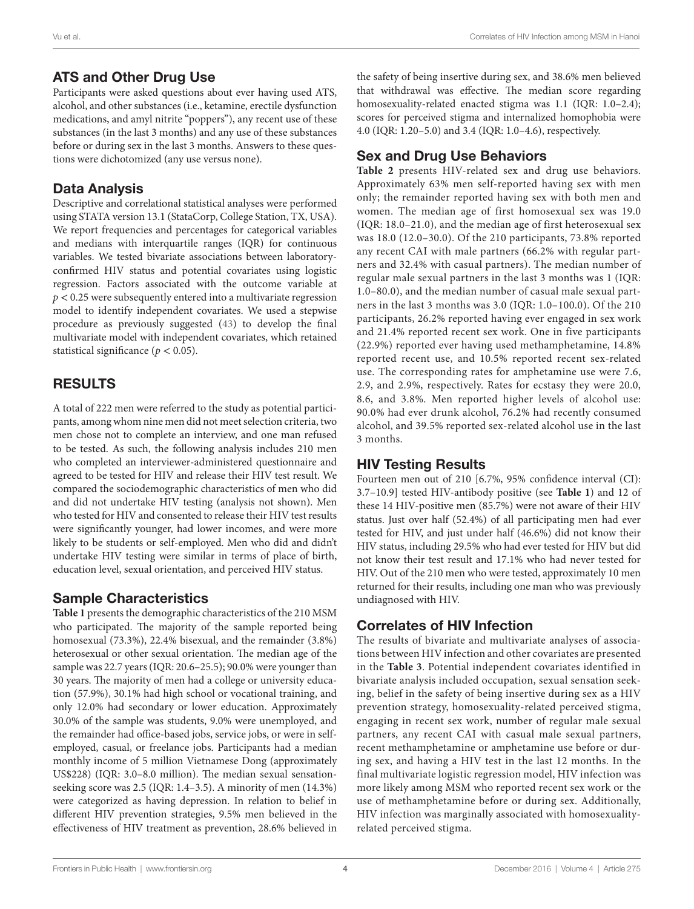## ATS and Other Drug Use

Participants were asked questions about ever having used ATS, alcohol, and other substances (i.e., ketamine, erectile dysfunction medications, and amyl nitrite "poppers"), any recent use of these substances (in the last 3 months) and any use of these substances before or during sex in the last 3 months. Answers to these questions were dichotomized (any use versus none).

## Data Analysis

Descriptive and correlational statistical analyses were performed using STATA version 13.1 (StataCorp, College Station, TX, USA). We report frequencies and percentages for categorical variables and medians with interquartile ranges (IQR) for continuous variables. We tested bivariate associations between laboratory-confirmed HIV status and potential covariates using logistic regression. Factors associated with the outcome variable at $p < 0.25$ were subsequently entered into a multivariate regression model to identify independent covariates. We used a stepwise procedure as previously suggested (43) to develop the final multivariate model with independent covariates, which retained statistical significance ($p < 0.05$).

# RESULTS

A total of 222 men were referred to the study as potential participants, among whom nine men did not meet selection criteria, two men chose not to complete an interview, and one man refused to be tested. As such, the following analysis includes 210 men who completed an interviewer-administered questionnaire and agreed to be tested for HIV and release their HIV test result. We compared the sociodemographic characteristics of men who did and did not undertake HIV testing (analysis not shown). Men who tested for HIV and consented to release their HIV test results were significantly younger, had lower incomes, and were more likely to be students or self-employed. Men who did and didn't undertake HIV testing were similar in terms of place of birth, education level, sexual orientation, and perceived HIV status.

## Sample Characteristics

**Table 1** presents the demographic characteristics of the 210 MSM who participated. The majority of the sample reported being homosexual (73.3%), 22.4% bisexual, and the remainder (3.8%) heterosexual or other sexual orientation. The median age of the sample was 22.7 years (IQR: 20.6–25.5); 90.0% were younger than 30 years. The majority of men had a college or university education (57.9%), 30.1% had high school or vocational training, and only 12.0% had secondary or lower education. Approximately 30.0% of the sample was students, 9.0% were unemployed, and the remainder had office-based jobs, service jobs, or were in self-employed, casual, or freelance jobs. Participants had a median monthly income of 5 million Vietnamese Dong (approximately US$228) (IQR: 3.0–8.0 million). The median sexual sensation-seeking score was 2.5 (IQR: 1.4–3.5). A minority of men (14.3%) were categorized as having depression. In relation to belief in different HIV prevention strategies, 9.5% men believed in the effectiveness of HIV treatment as prevention, 28.6% believed in the safety of being insertive during sex, and 38.6% men believed that withdrawal was effective. The median score regarding homosexuality-related enacted stigma was 1.1 (IQR: 1.0–2.4); scores for perceived stigma and internalized homophobia were 4.0 (IQR: 1.20–5.0) and 3.4 (IQR: 1.0–4.6), respectively.

## Sex and Drug Use Behaviors

**Table 2** presents HIV-related sex and drug use behaviors. Approximately 63% men self-reported having sex with men only; the remainder reported having sex with both men and women. The median age of first homosexual sex was 19.0 (IQR: 18.0–21.0), and the median age of first heterosexual sex was 18.0 (12.0–30.0). Of the 210 participants, 73.8% reported any recent CAI with male partners (66.2% with regular partners and 32.4% with casual partners). The median number of regular male sexual partners in the last 3 months was 1 (IQR: 1.0–80.0), and the median number of casual male sexual partners in the last 3 months was 3.0 (IQR: 1.0–100.0). Of the 210 participants, 26.2% reported having ever engaged in sex work and 21.4% reported recent sex work. One in five participants (22.9%) reported ever having used methamphetamine, 14.8% reported recent use, and 10.5% reported recent sex-related use. The corresponding rates for amphetamine use were 7.6, 2.9, and 2.9%, respectively. Rates for ecstasy they were 20.0, 8.6, and 3.8%. Men reported higher levels of alcohol use: 90.0% had ever drunk alcohol, 76.2% had recently consumed alcohol, and 39.5% reported sex-related alcohol use in the last 3 months.

## HIV Testing Results

Fourteen men out of 210 [6.7%, 95% confidence interval (CI): 3.7–10.9] tested HIV-antibody positive (see **Table 1**) and 12 of these 14 HIV-positive men (85.7%) were not aware of their HIV status. Just over half (52.4%) of all participating men had ever tested for HIV, and just under half (46.6%) did not know their HIV status, including 29.5% who had ever tested for HIV but did not know their test result and 17.1% who had never tested for HIV. Out of the 210 men who were tested, approximately 10 men returned for their results, including one man who was previously undiagnosed with HIV.

## Correlates of HIV Infection

The results of bivariate and multivariate analyses of associations between HIV infection and other covariates are presented in the **Table 3**. Potential independent covariates identified in bivariate analysis included occupation, sexual sensation seeking, belief in the safety of being insertive during sex as a HIV prevention strategy, homosexuality-related perceived stigma, engaging in recent sex work, number of regular male sexual partners, any recent CAI with casual male sexual partners, recent methamphetamine or amphetamine use before or during sex, and having a HIV test in the last 12 months. In the final multivariate logistic regression model, HIV infection was more likely among MSM who reported recent sex work or the use of methamphetamine before or during sex. Additionally, HIV infection was marginally associated with homosexuality-related perceived stigma.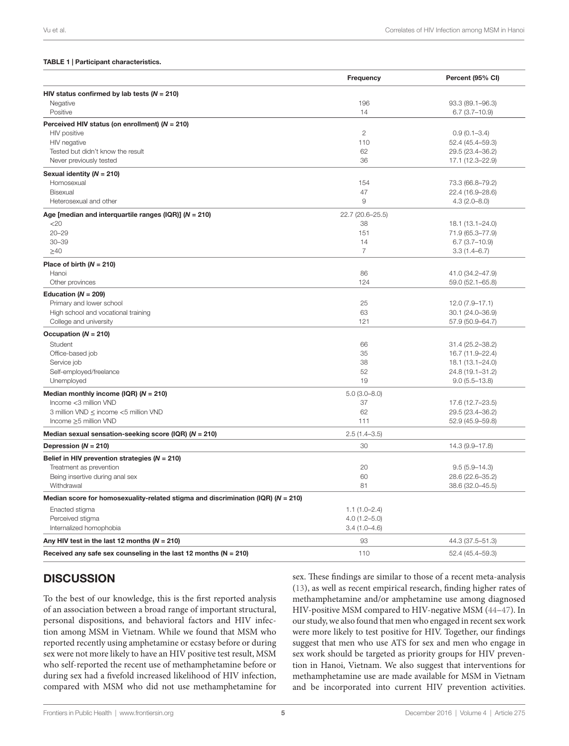**TABLE 1 | Participant characteristics.**

| | Frequency | Percent (95% CI) |
|---|---|---|
| **HIV status confirmed by lab tests (*N* = 210)** | | |
| Negative | 196 | 93.3 (89.1–96.3) |
| Positive | 14 | 6.7 (3.7–10.9) |
| **Perceived HIV status (on enrollment) (*N* = 210)** | | |
| HIV positive | 2 | 0.9 (0.1–3.4) |
| HIV negative | 110 | 52.4 (45.4–59.3) |
| Tested but didn't know the result | 62 | 29.5 (23.4–36.2) |
| Never previously tested | 36 | 17.1 (12.3–22.9) |
| **Sexual identity (*N* = 210)** | | |
| Homosexual | 154 | 73.3 (66.8–79.2) |
| Bisexual | 47 | 22.4 (16.9–28.6) |
| Heterosexual and other | 9 | 4.3 (2.0–8.0) |
| **Age [median and interquartile ranges (IQR)] (*N* = 210)** | 22.7 (20.6–25.5) | |
| <20 | 38 | 18.1 (13.1–24.0) |
| 20–29 | 151 | 71.9 (65.3–77.9) |
| 30–39 | 14 | 6.7 (3.7–10.9) |
| ≥40 | 7 | 3.3 (1.4–6.7) |
| **Place of birth (*N* = 210)** | | |
| Hanoi | 86 | 41.0 (34.2–47.9) |
| Other provinces | 124 | 59.0 (52.1–65.8) |
| **Education (*N* = 209)** | | |
| Primary and lower school | 25 | 12.0 (7.9–17.1) |
| High school and vocational training | 63 | 30.1 (24.0–36.9) |
| College and university | 121 | 57.9 (50.9–64.7) |
| **Occupation (*N* = 210)** | | |
| Student | 66 | 31.4 (25.2–38.2) |
| Office-based job | 35 | 16.7 (11.9–22.4) |
| Service job | 38 | 18.1 (13.1–24.0) |
| Self-employed/freelance | 52 | 24.8 (19.1–31.2) |
| Unemployed | 19 | 9.0 (5.5–13.8) |
| **Median monthly income (IQR) (*N* = 210)** | 5.0 (3.0–8.0) | |
| Income <3 million VND | 37 | 17.6 (12.7–23.5) |
| 3 million VND ≤ income <5 million VND | 62 | 29.5 (23.4–36.2) |
| Income ≥5 million VND | 111 | 52.9 (45.9–59.8) |
| **Median sexual sensation-seeking score (IQR) (*N* = 210)** | 2.5 (1.4–3.5) | |
| **Depression (*N* = 210)** | 30 | 14.3 (9.9–17.8) |
| **Belief in HIV prevention strategies (*N* = 210)** | | |
| Treatment as prevention | 20 | 9.5 (5.9–14.3) |
| Being insertive during anal sex | 60 | 28.6 (22.6–35.2) |
| Withdrawal | 81 | 38.6 (32.0–45.5) |
| **Median score for homosexuality-related stigma and discrimination (IQR) (*N* = 210)** | | |
| Enacted stigma | 1.1 (1.0–2.4) | |
| Perceived stigma | 4.0 (1.2–5.0) | |
| Internalized homophobia | 3.4 (1.0–4.6) | |
| **Any HIV test in the last 12 months (*N* = 210)** | 93 | 44.3 (37.5–51.3) |
| **Received any safe sex counseling in the last 12 months (N = 210)** | 110 | 52.4 (45.4–59.3) |

## DISCUSSION

To the best of our knowledge, this is the first reported analysis of an association between a broad range of important structural, personal dispositions, and behavioral factors and HIV infection among MSM in Vietnam. While we found that MSM who reported recently using amphetamine or ecstasy before or during sex were not more likely to have an HIV positive test result, MSM who self-reported the recent use of methamphetamine before or during sex had a fivefold increased likelihood of HIV infection, compared with MSM who did not use methamphetamine for sex. These findings are similar to those of a recent meta-analysis (13), as well as recent empirical research, finding higher rates of methamphetamine and/or amphetamine use among diagnosed HIV-positive MSM compared to HIV-negative MSM (44–47). In our study, we also found that men who engaged in recent sex work were more likely to test positive for HIV. Together, our findings suggest that men who use ATS for sex and men who engage in sex work should be targeted as priority groups for HIV prevention in Hanoi, Vietnam. We also suggest that interventions for methamphetamine use are made available for MSM in Vietnam and be incorporated into current HIV prevention activities.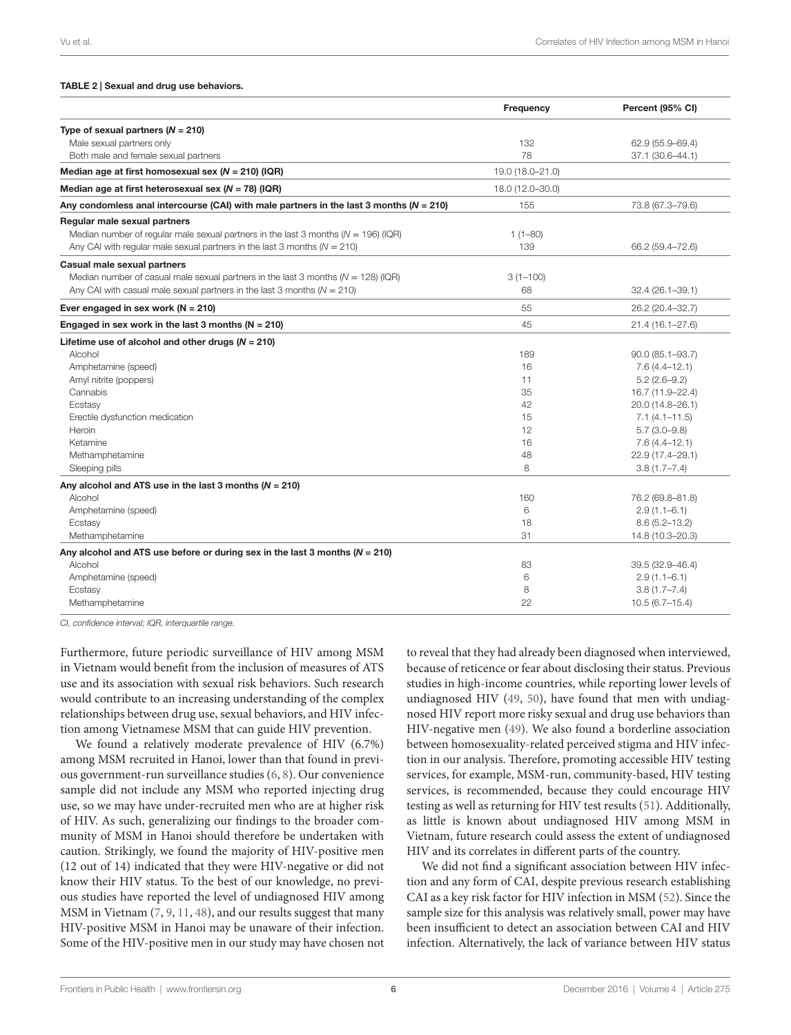**TABLE 2 | Sexual and drug use behaviors.**

| | Frequency | Percent (95% CI) |
|---|---|---|
| **Type of sexual partners (*N* = 210)** | | |
| Male sexual partners only | 132 | 62.9 (55.9–69.4) |
| Both male and female sexual partners | 78 | 37.1 (30.6–44.1) |
| **Median age at first homosexual sex (*N* = 210) (IQR)** | 19.0 (18.0–21.0) | |
| **Median age at first heterosexual sex (*N* = 78) (IQR)** | 18.0 (12.0–30.0) | |
| **Any condomless anal intercourse (CAI) with male partners in the last 3 months (*N* = 210)** | 155 | 73.8 (67.3–79.6) |
| **Regular male sexual partners** | | |
| Median number of regular male sexual partners in the last 3 months (*N* = 196) (IQR) | 1 (1–80) | |
| Any CAI with regular male sexual partners in the last 3 months (*N* = 210) | 139 | 66.2 (59.4–72.6) |
| **Casual male sexual partners** | | |
| Median number of casual male sexual partners in the last 3 months (*N* = 128) (IQR) | 3 (1–100) | |
| Any CAI with casual male sexual partners in the last 3 months (*N* = 210) | 68 | 32.4 (26.1–39.1) |
| **Ever engaged in sex work (N = 210)** | 55 | 26.2 (20.4–32.7) |
| **Engaged in sex work in the last 3 months (N = 210)** | 45 | 21.4 (16.1–27.6) |
| **Lifetime use of alcohol and other drugs (*N* = 210)** | | |
| Alcohol | 189 | 90.0 (85.1–93.7) |
| Amphetamine (speed) | 16 | 7.6 (4.4–12.1) |
| Amyl nitrite (poppers) | 11 | 5.2 (2.6–9.2) |
| Cannabis | 35 | 16.7 (11.9–22.4) |
| Ecstasy | 42 | 20.0 (14.8–26.1) |
| Erectile dysfunction medication | 15 | 7.1 (4.1–11.5) |
| Heroin | 12 | 5.7 (3.0–9.8) |
| Ketamine | 16 | 7.6 (4.4–12.1) |
| Methamphetamine | 48 | 22.9 (17.4–29.1) |
| Sleeping pills | 8 | 3.8 (1.7–7.4) |
| **Any alcohol and ATS use in the last 3 months (*N* = 210)** | | |
| Alcohol | 160 | 76.2 (69.8–81.8) |
| Amphetamine (speed) | 6 | 2.9 (1.1–6.1) |
| Ecstasy | 18 | 8.6 (5.2–13.2) |
| Methamphetamine | 31 | 14.8 (10.3–20.3) |
| **Any alcohol and ATS use before or during sex in the last 3 months (*N* = 210)** | | |
| Alcohol | 83 | 39.5 (32.9–46.4) |
| Amphetamine (speed) | 6 | 2.9 (1.1–6.1) |
| Ecstasy | 8 | 3.8 (1.7–7.4) |
| Methamphetamine | 22 | 10.5 (6.7–15.4) |

*CI, confidence interval; IQR, interquartile range.*

Furthermore, future periodic surveillance of HIV among MSM in Vietnam would benefit from the inclusion of measures of ATS use and its association with sexual risk behaviors. Such research would contribute to an increasing understanding of the complex relationships between drug use, sexual behaviors, and HIV infection among Vietnamese MSM that can guide HIV prevention.

We found a relatively moderate prevalence of HIV (6.7%) among MSM recruited in Hanoi, lower than that found in previous government-run surveillance studies (6, 8). Our convenience sample did not include any MSM who reported injecting drug use, so we may have under-recruited men who are at higher risk of HIV. As such, generalizing our findings to the broader community of MSM in Hanoi should therefore be undertaken with caution. Strikingly, we found the majority of HIV-positive men (12 out of 14) indicated that they were HIV-negative or did not know their HIV status. To the best of our knowledge, no previous studies have reported the level of undiagnosed HIV among MSM in Vietnam (7, 9, 11, 48), and our results suggest that many HIV-positive MSM in Hanoi may be unaware of their infection. Some of the HIV-positive men in our study may have chosen not to reveal that they had already been diagnosed when interviewed, because of reticence or fear about disclosing their status. Previous studies in high-income countries, while reporting lower levels of undiagnosed HIV (49, 50), have found that men with undiagnosed HIV report more risky sexual and drug use behaviors than HIV-negative men (49). We also found a borderline association between homosexuality-related perceived stigma and HIV infection in our analysis. Therefore, promoting accessible HIV testing services, for example, MSM-run, community-based, HIV testing services, is recommended, because they could encourage HIV testing as well as returning for HIV test results (51). Additionally, as little is known about undiagnosed HIV among MSM in Vietnam, future research could assess the extent of undiagnosed HIV and its correlates in different parts of the country.

We did not find a significant association between HIV infection and any form of CAI, despite previous research establishing CAI as a key risk factor for HIV infection in MSM (52). Since the sample size for this analysis was relatively small, power may have been insufficient to detect an association between CAI and HIV infection. Alternatively, the lack of variance between HIV status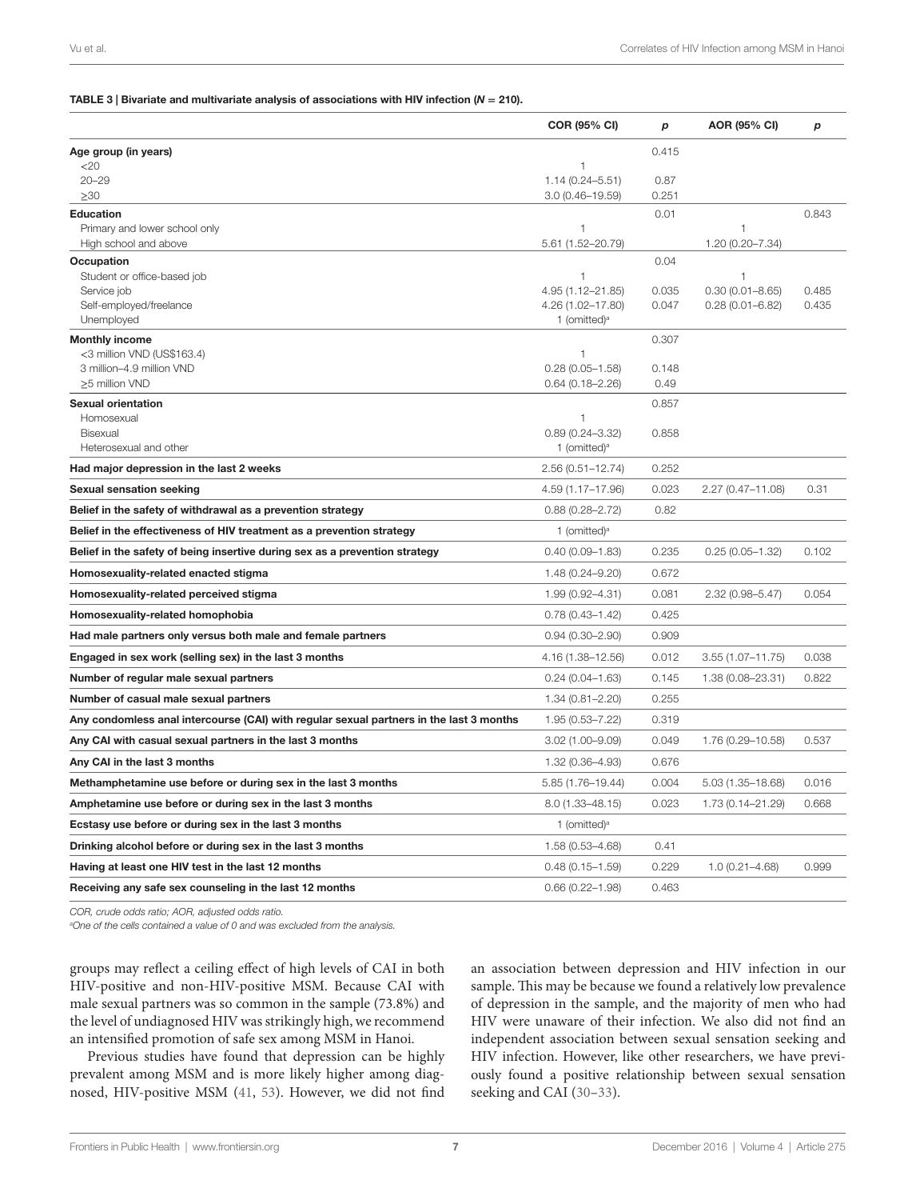**TABLE 3 | Bivariate and multivariate analysis of associations with HIV infection (*N* = 210).**

| | COR (95% CI) | *p* | AOR (95% CI) | *p* |
|---|---|---|---|---|
| **Age group (in years)** | | 0.415 | | |
| <20 | 1 | | | |
| 20–29 | 1.14 (0.24–5.51) | 0.87 | | |
| ≥30 | 3.0 (0.46–19.59) | 0.251 | | |
| **Education** | | 0.01 | | 0.843 |
| Primary and lower school only | 1 | | 1 | |
| High school and above | 5.61 (1.52–20.79) | | 1.20 (0.20–7.34) | |
| **Occupation** | | 0.04 | | |
| Student or office-based job | 1 | | 1 | |
| Service job | 4.95 (1.12–21.85) | 0.035 | 0.30 (0.01–8.65) | 0.485 |
| Self-employed/freelance | 4.26 (1.02–17.80) | 0.047 | 0.28 (0.01–6.82) | 0.435 |
| Unemployed | 1 (omitted)[a] | | | |
| **Monthly income** | | 0.307 | | |
| <3 million VND (US$163.4) | 1 | | | |
| 3 million–4.9 million VND | 0.28 (0.05–1.58) | 0.148 | | |
| ≥5 million VND | 0.64 (0.18–2.26) | 0.49 | | |
| **Sexual orientation** | | 0.857 | | |
| Homosexual | 1 | | | |
| Bisexual | 0.89 (0.24–3.32) | 0.858 | | |
| Heterosexual and other | 1 (omitted)[a] | | | |
| **Had major depression in the last 2 weeks** | 2.56 (0.51–12.74) | 0.252 | | |
| **Sexual sensation seeking** | 4.59 (1.17–17.96) | 0.023 | 2.27 (0.47–11.08) | 0.31 |
| **Belief in the safety of withdrawal as a prevention strategy** | 0.88 (0.28–2.72) | 0.82 | | |
| **Belief in the effectiveness of HIV treatment as a prevention strategy** | 1 (omitted)[a] | | | |
| **Belief in the safety of being insertive during sex as a prevention strategy** | 0.40 (0.09–1.83) | 0.235 | 0.25 (0.05–1.32) | 0.102 |
| **Homosexuality-related enacted stigma** | 1.48 (0.24–9.20) | 0.672 | | |
| **Homosexuality-related perceived stigma** | 1.99 (0.92–4.31) | 0.081 | 2.32 (0.98–5.47) | 0.054 |
| **Homosexuality-related homophobia** | 0.78 (0.43–1.42) | 0.425 | | |
| **Had male partners only versus both male and female partners** | 0.94 (0.30–2.90) | 0.909 | | |
| **Engaged in sex work (selling sex) in the last 3 months** | 4.16 (1.38–12.56) | 0.012 | 3.55 (1.07–11.75) | 0.038 |
| **Number of regular male sexual partners** | 0.24 (0.04–1.63) | 0.145 | 1.38 (0.08–23.31) | 0.822 |
| **Number of casual male sexual partners** | 1.34 (0.81–2.20) | 0.255 | | |
| **Any condomless anal intercourse (CAI) with regular sexual partners in the last 3 months** | 1.95 (0.53–7.22) | 0.319 | | |
| **Any CAI with casual sexual partners in the last 3 months** | 3.02 (1.00–9.09) | 0.049 | 1.76 (0.29–10.58) | 0.537 |
| **Any CAI in the last 3 months** | 1.32 (0.36–4.93) | 0.676 | | |
| **Methamphetamine use before or during sex in the last 3 months** | 5.85 (1.76–19.44) | 0.004 | 5.03 (1.35–18.68) | 0.016 |
| **Amphetamine use before or during sex in the last 3 months** | 8.0 (1.33–48.15) | 0.023 | 1.73 (0.14–21.29) | 0.668 |
| **Ecstasy use before or during sex in the last 3 months** | 1 (omitted)[a] | | | |
| **Drinking alcohol before or during sex in the last 3 months** | 1.58 (0.53–4.68) | 0.41 | | |
| **Having at least one HIV test in the last 12 months** | 0.48 (0.15–1.59) | 0.229 | 1.0 (0.21–4.68) | 0.999 |
| **Receiving any safe sex counseling in the last 12 months** | 0.66 (0.22–1.98) | 0.463 | | |

*COR, crude odds ratio; AOR, adjusted odds ratio.*

[a]*One of the cells contained a value of 0 and was excluded from the analysis.*

groups may reflect a ceiling effect of high levels of CAI in both HIV-positive and non-HIV-positive MSM. Because CAI with male sexual partners was so common in the sample (73.8%) and the level of undiagnosed HIV was strikingly high, we recommend an intensified promotion of safe sex among MSM in Hanoi.

Previous studies have found that depression can be highly prevalent among MSM and is more likely higher among diagnosed, HIV-positive MSM (41, 53). However, we did not find an association between depression and HIV infection in our sample. This may be because we found a relatively low prevalence of depression in the sample, and the majority of men who had HIV were unaware of their infection. We also did not find an independent association between sexual sensation seeking and HIV infection. However, like other researchers, we have previously found a positive relationship between sexual sensation seeking and CAI (30–33).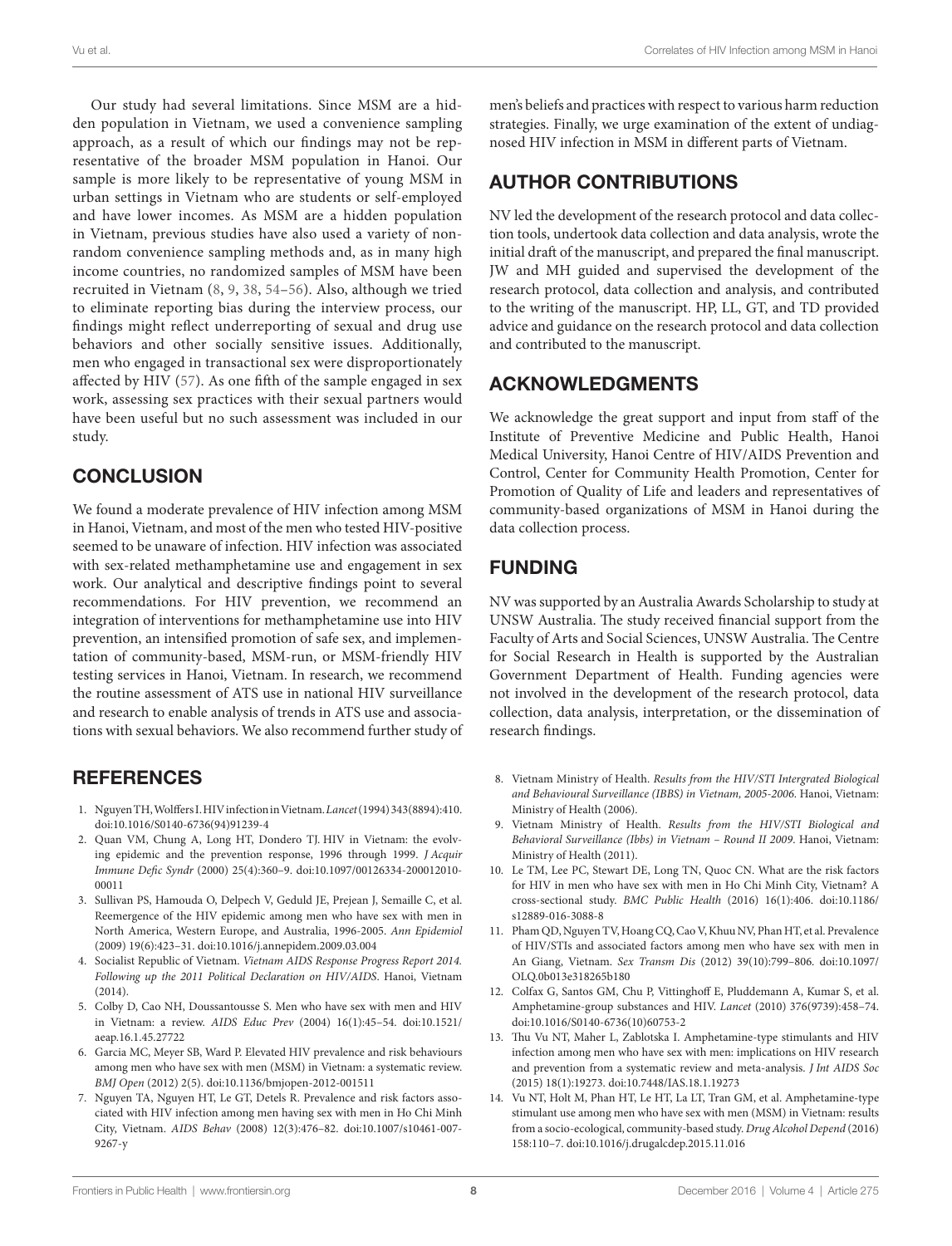Our study had several limitations. Since MSM are a hidden population in Vietnam, we used a convenience sampling approach, as a result of which our findings may not be representative of the broader MSM population in Hanoi. Our sample is more likely to be representative of young MSM in urban settings in Vietnam who are students or self-employed and have lower incomes. As MSM are a hidden population in Vietnam, previous studies have also used a variety of non-random convenience sampling methods and, as in many high income countries, no randomized samples of MSM have been recruited in Vietnam (8, 9, 38, 54–56). Also, although we tried to eliminate reporting bias during the interview process, our findings might reflect underreporting of sexual and drug use behaviors and other socially sensitive issues. Additionally, men who engaged in transactional sex were disproportionately affected by HIV (57). As one fifth of the sample engaged in sex work, assessing sex practices with their sexual partners would have been useful but no such assessment was included in our study.

## CONCLUSION

We found a moderate prevalence of HIV infection among MSM in Hanoi, Vietnam, and most of the men who tested HIV-positive seemed to be unaware of infection. HIV infection was associated with sex-related methamphetamine use and engagement in sex work. Our analytical and descriptive findings point to several recommendations. For HIV prevention, we recommend an integration of interventions for methamphetamine use into HIV prevention, an intensified promotion of safe sex, and implementation of community-based, MSM-run, or MSM-friendly HIV testing services in Hanoi, Vietnam. In research, we recommend the routine assessment of ATS use in national HIV surveillance and research to enable analysis of trends in ATS use and associations with sexual behaviors. We also recommend further study of men's beliefs and practices with respect to various harm reduction strategies. Finally, we urge examination of the extent of undiagnosed HIV infection in MSM in different parts of Vietnam.

## AUTHOR CONTRIBUTIONS

NV led the development of the research protocol and data collection tools, undertook data collection and data analysis, wrote the initial draft of the manuscript, and prepared the final manuscript. JW and MH guided and supervised the development of the research protocol, data collection and analysis, and contributed to the writing of the manuscript. HP, LL, GT, and TD provided advice and guidance on the research protocol and data collection and contributed to the manuscript.

## ACKNOWLEDGMENTS

We acknowledge the great support and input from staff of the Institute of Preventive Medicine and Public Health, Hanoi Medical University, Hanoi Centre of HIV/AIDS Prevention and Control, Center for Community Health Promotion, Center for Promotion of Quality of Life and leaders and representatives of community-based organizations of MSM in Hanoi during the data collection process.

## FUNDING

NV was supported by an Australia Awards Scholarship to study at UNSW Australia. The study received financial support from the Faculty of Arts and Social Sciences, UNSW Australia. The Centre for Social Research in Health is supported by the Australian Government Department of Health. Funding agencies were not involved in the development of the research protocol, data collection, data analysis, interpretation, or the dissemination of research findings.

## REFERENCES

1. Nguyen TH, Wolffers I. HIV infection in Vietnam. *Lancet* (1994) 343(8894):410. doi:10.1016/S0140-6736(94)91239-4
2. Quan VM, Chung A, Long HT, Dondero TJ. HIV in Vietnam: the evolving epidemic and the prevention response, 1996 through 1999. *J Acquir Immune Defic Syndr* (2000) 25(4):360–9. doi:10.1097/00126334-200012010-00011
3. Sullivan PS, Hamouda O, Delpech V, Geduld JE, Prejean J, Semaille C, et al. Reemergence of the HIV epidemic among men who have sex with men in North America, Western Europe, and Australia, 1996-2005. *Ann Epidemiol* (2009) 19(6):423–31. doi:10.1016/j.annepidem.2009.03.004
4. Socialist Republic of Vietnam. *Vietnam AIDS Response Progress Report 2014. Following up the 2011 Political Declaration on HIV/AIDS*. Hanoi, Vietnam (2014).
5. Colby D, Cao NH, Doussantousse S. Men who have sex with men and HIV in Vietnam: a review. *AIDS Educ Prev* (2004) 16(1):45–54. doi:10.1521/aeap.16.1.45.27722
6. Garcia MC, Meyer SB, Ward P. Elevated HIV prevalence and risk behaviours among men who have sex with men (MSM) in Vietnam: a systematic review. *BMJ Open* (2012) 2(5). doi:10.1136/bmjopen-2012-001511
7. Nguyen TA, Nguyen HT, Le GT, Detels R. Prevalence and risk factors associated with HIV infection among men having sex with men in Ho Chi Minh City, Vietnam. *AIDS Behav* (2008) 12(3):476–82. doi:10.1007/s10461-007-9267-y
8. Vietnam Ministry of Health. *Results from the HIV/STI Intergrated Biological and Behavioural Surveillance (IBBS) in Vietnam, 2005-2006*. Hanoi, Vietnam: Ministry of Health (2006).
9. Vietnam Ministry of Health. *Results from the HIV/STI Biological and Behavioral Surveillance (Ibbs) in Vietnam – Round II 2009*. Hanoi, Vietnam: Ministry of Health (2011).
10. Le TM, Lee PC, Stewart DE, Long TN, Quoc CN. What are the risk factors for HIV in men who have sex with men in Ho Chi Minh City, Vietnam? A cross-sectional study. *BMC Public Health* (2016) 16(1):406. doi:10.1186/s12889-016-3088-8
11. Pham QD, Nguyen TV, Hoang CQ, Cao V, Khuu NV, Phan HT, et al. Prevalence of HIV/STIs and associated factors among men who have sex with men in An Giang, Vietnam. *Sex Transm Dis* (2012) 39(10):799–806. doi:10.1097/OLQ.0b013e318265b180
12. Colfax G, Santos GM, Chu P, Vittinghoff E, Pluddemann A, Kumar S, et al. Amphetamine-group substances and HIV. *Lancet* (2010) 376(9739):458–74. doi:10.1016/S0140-6736(10)60753-2
13. Thu Vu NT, Maher L, Zablotska I. Amphetamine-type stimulants and HIV infection among men who have sex with men: implications on HIV research and prevention from a systematic review and meta-analysis. *J Int AIDS Soc* (2015) 18(1):19273. doi:10.7448/IAS.18.1.19273
14. Vu NT, Holt M, Phan HT, Le HT, La LT, Tran GM, et al. Amphetamine-type stimulant use among men who have sex with men (MSM) in Vietnam: results from a socio-ecological, community-based study. *Drug Alcohol Depend* (2016) 158:110–7. doi:10.1016/j.drugalcdep.2015.11.016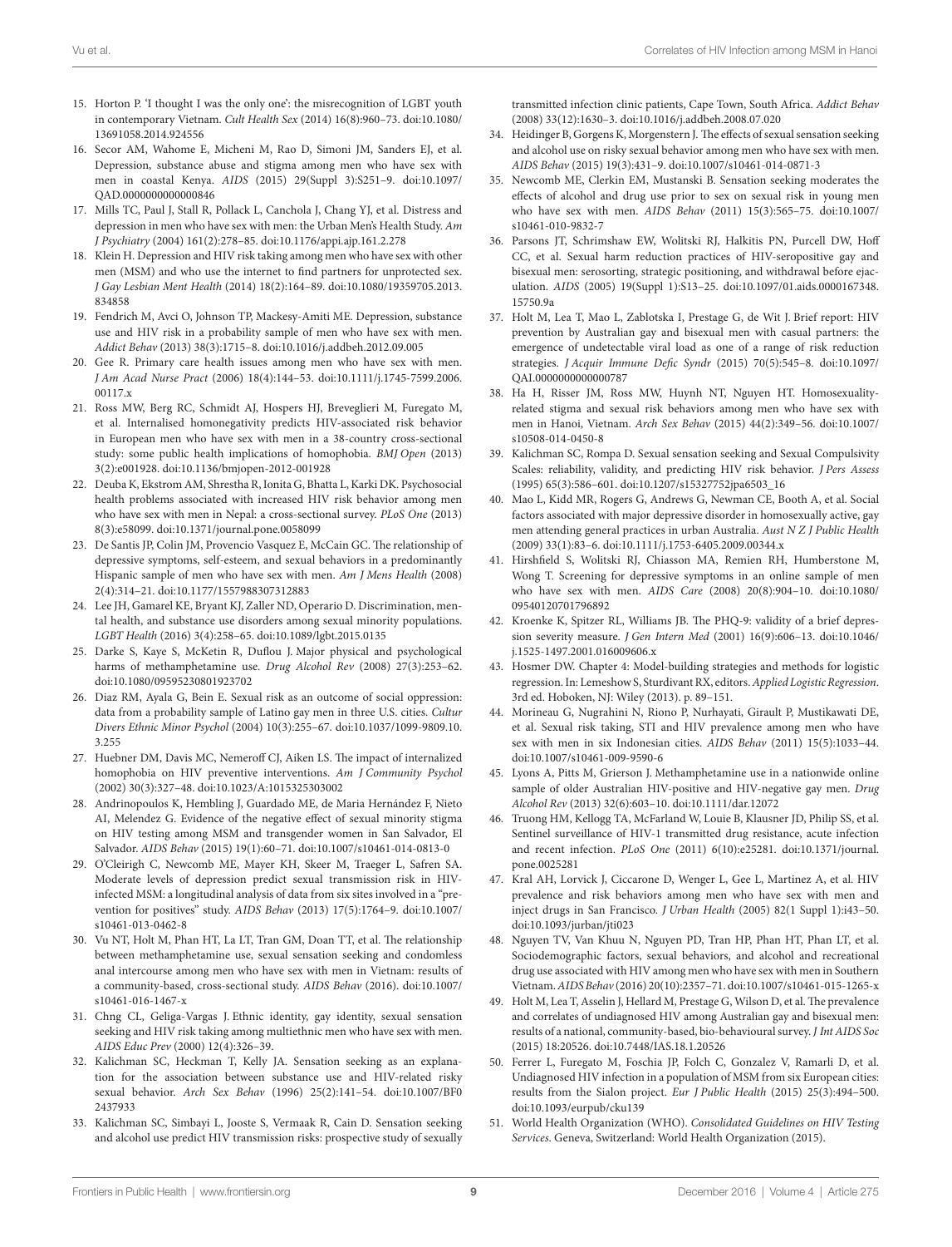15. Horton P. 'I thought I was the only one': the misrecognition of LGBT youth in contemporary Vietnam. *Cult Health Sex* (2014) 16(8):960–73. doi:10.1080/13691058.2014.924556
16. Secor AM, Wahome E, Micheni M, Rao D, Simoni JM, Sanders EJ, et al. Depression, substance abuse and stigma among men who have sex with men in coastal Kenya. *AIDS* (2015) 29(Suppl 3):S251–9. doi:10.1097/QAD.0000000000000846
17. Mills TC, Paul J, Stall R, Pollack L, Canchola J, Chang YJ, et al. Distress and depression in men who have sex with men: the Urban Men's Health Study. *Am J Psychiatry* (2004) 161(2):278–85. doi:10.1176/appi.ajp.161.2.278
18. Klein H. Depression and HIV risk taking among men who have sex with other men (MSM) and who use the internet to find partners for unprotected sex. *J Gay Lesbian Ment Health* (2014) 18(2):164–89. doi:10.1080/19359705.2013.834858
19. Fendrich M, Avci O, Johnson TP, Mackesy-Amiti ME. Depression, substance use and HIV risk in a probability sample of men who have sex with men. *Addict Behav* (2013) 38(3):1715–8. doi:10.1016/j.addbeh.2012.09.005
20. Gee R. Primary care health issues among men who have sex with men. *J Am Acad Nurse Pract* (2006) 18(4):144–53. doi:10.1111/j.1745-7599.2006.00117.x
21. Ross MW, Berg RC, Schmidt AJ, Hospers HJ, Breveglieri M, Furegato M, et al. Internalised homonegativity predicts HIV-associated risk behavior in European men who have sex with men in a 38-country cross-sectional study: some public health implications of homophobia. *BMJ Open* (2013) 3(2):e001928. doi:10.1136/bmjopen-2012-001928
22. Deuba K, Ekstrom AM, Shrestha R, Ionita G, Bhatta L, Karki DK. Psychosocial health problems associated with increased HIV risk behavior among men who have sex with men in Nepal: a cross-sectional survey. *PLoS One* (2013) 8(3):e58099. doi:10.1371/journal.pone.0058099
23. De Santis JP, Colin JM, Provencio Vasquez E, McCain GC. The relationship of depressive symptoms, self-esteem, and sexual behaviors in a predominantly Hispanic sample of men who have sex with men. *Am J Mens Health* (2008) 2(4):314–21. doi:10.1177/1557988307312883
24. Lee JH, Gamarel KE, Bryant KJ, Zaller ND, Operario D. Discrimination, mental health, and substance use disorders among sexual minority populations. *LGBT Health* (2016) 3(4):258–65. doi:10.1089/lgbt.2015.0135
25. Darke S, Kaye S, McKetin R, Duflou J. Major physical and psychological harms of methamphetamine use. *Drug Alcohol Rev* (2008) 27(3):253–62. doi:10.1080/09595230801923702
26. Diaz RM, Ayala G, Bein E. Sexual risk as an outcome of social oppression: data from a probability sample of Latino gay men in three U.S. cities. *Cultur Divers Ethnic Minor Psychol* (2004) 10(3):255–67. doi:10.1037/1099-9809.10.3.255
27. Huebner DM, Davis MC, Nemeroff CJ, Aiken LS. The impact of internalized homophobia on HIV preventive interventions. *Am J Community Psychol* (2002) 30(3):327–48. doi:10.1023/A:1015325303002
28. Andrinopoulos K, Hembling J, Guardado ME, de Maria Hernández F, Nieto AI, Melendez G. Evidence of the negative effect of sexual minority stigma on HIV testing among MSM and transgender women in San Salvador, El Salvador. *AIDS Behav* (2015) 19(1):60–71. doi:10.1007/s10461-014-0813-0
29. O'Cleirigh C, Newcomb ME, Mayer KH, Skeer M, Traeger L, Safren SA. Moderate levels of depression predict sexual transmission risk in HIV-infected MSM: a longitudinal analysis of data from six sites involved in a "prevention for positives" study. *AIDS Behav* (2013) 17(5):1764–9. doi:10.1007/s10461-013-0462-8
30. Vu NT, Holt M, Phan HT, La LT, Tran GM, Doan TT, et al. The relationship between methamphetamine use, sexual sensation seeking and condomless anal intercourse among men who have sex with men in Vietnam: results of a community-based, cross-sectional study. *AIDS Behav* (2016). doi:10.1007/s10461-016-1467-x
31. Chng CL, Geliga-Vargas J. Ethnic identity, gay identity, sexual sensation seeking and HIV risk taking among multiethnic men who have sex with men. *AIDS Educ Prev* (2000) 12(4):326–39.
32. Kalichman SC, Heckman T, Kelly JA. Sensation seeking as an explanation for the association between substance use and HIV-related risky sexual behavior. *Arch Sex Behav* (1996) 25(2):141–54. doi:10.1007/BF02437933
33. Kalichman SC, Simbayi L, Jooste S, Vermaak R, Cain D. Sensation seeking and alcohol use predict HIV transmission risks: prospective study of sexually transmitted infection clinic patients, Cape Town, South Africa. *Addict Behav* (2008) 33(12):1630–3. doi:10.1016/j.addbeh.2008.07.020
34. Heidinger B, Gorgens K, Morgenstern J. The effects of sexual sensation seeking and alcohol use on risky sexual behavior among men who have sex with men. *AIDS Behav* (2015) 19(3):431–9. doi:10.1007/s10461-014-0871-3
35. Newcomb ME, Clerkin EM, Mustanski B. Sensation seeking moderates the effects of alcohol and drug use prior to sex on sexual risk in young men who have sex with men. *AIDS Behav* (2011) 15(3):565–75. doi:10.1007/s10461-010-9832-7
36. Parsons JT, Schrimshaw EW, Wolitski RJ, Halkitis PN, Purcell DW, Hoff CC, et al. Sexual harm reduction practices of HIV-seropositive gay and bisexual men: serosorting, strategic positioning, and withdrawal before ejaculation. *AIDS* (2005) 19(Suppl 1):S13–25. doi:10.1097/01.aids.0000167348.15750.9a
37. Holt M, Lea T, Mao L, Zablotska I, Prestage G, de Wit J. Brief report: HIV prevention by Australian gay and bisexual men with casual partners: the emergence of undetectable viral load as one of a range of risk reduction strategies. *J Acquir Immune Defic Syndr* (2015) 70(5):545–8. doi:10.1097/QAI.0000000000000787
38. Ha H, Risser JM, Ross MW, Huynh NT, Nguyen HT. Homosexuality-related stigma and sexual risk behaviors among men who have sex with men in Hanoi, Vietnam. *Arch Sex Behav* (2015) 44(2):349–56. doi:10.1007/s10508-014-0450-8
39. Kalichman SC, Rompa D. Sexual sensation seeking and Sexual Compulsivity Scales: reliability, validity, and predicting HIV risk behavior. *J Pers Assess* (1995) 65(3):586–601. doi:10.1207/s15327752jpa6503_16
40. Mao L, Kidd MR, Rogers G, Andrews G, Newman CE, Booth A, et al. Social factors associated with major depressive disorder in homosexually active, gay men attending general practices in urban Australia. *Aust N Z J Public Health* (2009) 33(1):83–6. doi:10.1111/j.1753-6405.2009.00344.x
41. Hirshfield S, Wolitski RJ, Chiasson MA, Remien RH, Humberstone M, Wong T. Screening for depressive symptoms in an online sample of men who have sex with men. *AIDS Care* (2008) 20(8):904–10. doi:10.1080/09540120701796892
42. Kroenke K, Spitzer RL, Williams JB. The PHQ-9: validity of a brief depression severity measure. *J Gen Intern Med* (2001) 16(9):606–13. doi:10.1046/j.1525-1497.2001.016009606.x
43. Hosmer DW. Chapter 4: Model-building strategies and methods for logistic regression. In: Lemeshow S, Sturdivant RX, editors. *Applied Logistic Regression*. 3rd ed. Hoboken, NJ: Wiley (2013). p. 89–151.
44. Morineau G, Nugrahini N, Riono P, Nurhayati, Girault P, Mustikawati DE, et al. Sexual risk taking, STI and HIV prevalence among men who have sex with men in six Indonesian cities. *AIDS Behav* (2011) 15(5):1033–44. doi:10.1007/s10461-009-9590-6
45. Lyons A, Pitts M, Grierson J. Methamphetamine use in a nationwide online sample of older Australian HIV-positive and HIV-negative gay men. *Drug Alcohol Rev* (2013) 32(6):603–10. doi:10.1111/dar.12072
46. Truong HM, Kellogg TA, McFarland W, Louie B, Klausner JD, Philip SS, et al. Sentinel surveillance of HIV-1 transmitted drug resistance, acute infection and recent infection. *PLoS One* (2011) 6(10):e25281. doi:10.1371/journal.pone.0025281
47. Kral AH, Lorvick J, Ciccarone D, Wenger L, Gee L, Martinez A, et al. HIV prevalence and risk behaviors among men who have sex with men and inject drugs in San Francisco. *J Urban Health* (2005) 82(1 Suppl 1):i43–50. doi:10.1093/jurban/jti023
48. Nguyen TV, Van Khuu N, Nguyen PD, Tran HP, Phan HT, Phan LT, et al. Sociodemographic factors, sexual behaviors, and alcohol and recreational drug use associated with HIV among men who have sex with men in Southern Vietnam. *AIDS Behav* (2016) 20(10):2357–71. doi:10.1007/s10461-015-1265-x
49. Holt M, Lea T, Asselin J, Hellard M, Prestage G, Wilson D, et al. The prevalence and correlates of undiagnosed HIV among Australian gay and bisexual men: results of a national, community-based, bio-behavioural survey. *J Int AIDS Soc* (2015) 18:20526. doi:10.7448/IAS.18.1.20526
50. Ferrer L, Furegato M, Foschia JP, Folch C, Gonzalez V, Ramarli D, et al. Undiagnosed HIV infection in a population of MSM from six European cities: results from the Sialon project. *Eur J Public Health* (2015) 25(3):494–500. doi:10.1093/eurpub/cku139
51. World Health Organization (WHO). *Consolidated Guidelines on HIV Testing Services*. Geneva, Switzerland: World Health Organization (2015).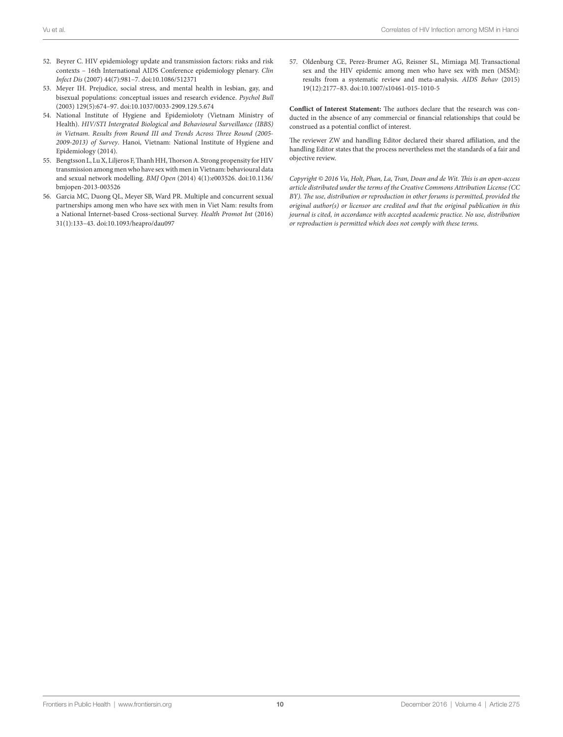52. Beyrer C. HIV epidemiology update and transmission factors: risks and risk contexts – 16th International AIDS Conference epidemiology plenary. *Clin Infect Dis* (2007) 44(7):981–7. doi:10.1086/512371
53. Meyer IH. Prejudice, social stress, and mental health in lesbian, gay, and bisexual populations: conceptual issues and research evidence. *Psychol Bull* (2003) 129(5):674–97. doi:10.1037/0033-2909.129.5.674
54. National Institute of Hygiene and Epidemioloty (Vietnam Ministry of Health). *HIV/STI Intergrated Biological and Behavioural Surveillance (IBBS) in Vietnam. Results from Round III and Trends Across Three Round (2005-2009-2013) of Survey*. Hanoi, Vietnam: National Institute of Hygiene and Epidemiology (2014).
55. Bengtsson L, Lu X, Liljeros F, Thanh HH, Thorson A. Strong propensity for HIV transmission among men who have sex with men in Vietnam: behavioural data and sexual network modelling. *BMJ Open* (2014) 4(1):e003526. doi:10.1136/bmjopen-2013-003526
56. Garcia MC, Duong QL, Meyer SB, Ward PR. Multiple and concurrent sexual partnerships among men who have sex with men in Viet Nam: results from a National Internet-based Cross-sectional Survey. *Health Promot Int* (2016) 31(1):133–43. doi:10.1093/heapro/dau097
57. Oldenburg CE, Perez-Brumer AG, Reisner SL, Mimiaga MJ. Transactional sex and the HIV epidemic among men who have sex with men (MSM): results from a systematic review and meta-analysis. *AIDS Behav* (2015) 19(12):2177–83. doi:10.1007/s10461-015-1010-5

**Conflict of Interest Statement:** The authors declare that the research was conducted in the absence of any commercial or financial relationships that could be construed as a potential conflict of interest.

The reviewer ZW and handling Editor declared their shared affiliation, and the handling Editor states that the process nevertheless met the standards of a fair and objective review.

*Copyright © 2016 Vu, Holt, Phan, La, Tran, Doan and de Wit. This is an open-access article distributed under the terms of the Creative Commons Attribution License (CC BY). The use, distribution or reproduction in other forums is permitted, provided the original author(s) or licensor are credited and that the original publication in this journal is cited, in accordance with accepted academic practice. No use, distribution or reproduction is permitted which does not comply with these terms.*